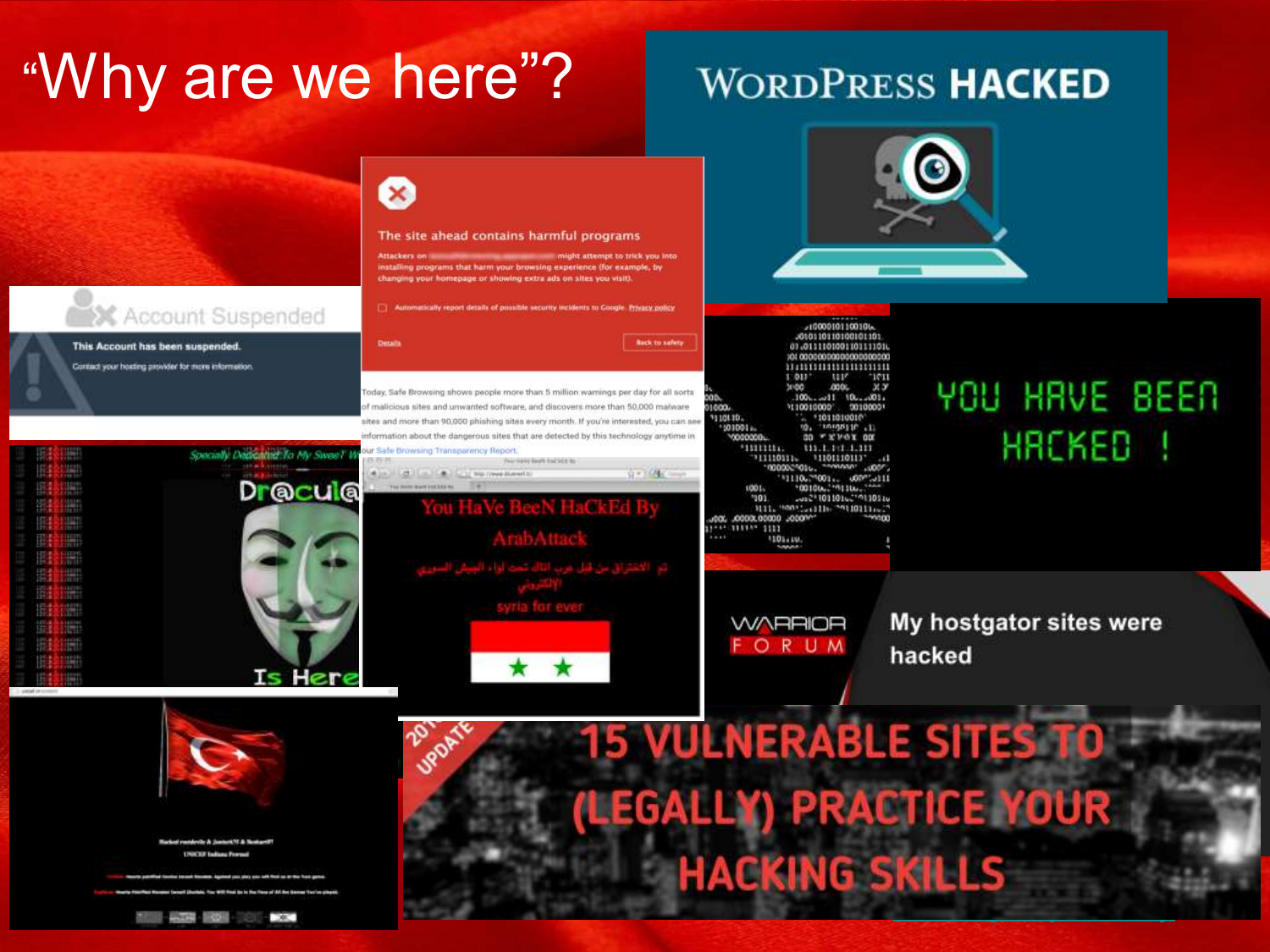# "Why are we here"?

WordPress HACKED

Account Suspended

This Account has been suspended.

Contact your hosting provider for more information.

The site ahead contains harmful programs

Attackers on ██████████ might attempt to trick you into installing programs that harm your browsing experience (for example, by changing your homepage or showing extra ads on sites you visit).

Automatically report details of possible security incidents to Google. Privacy policy

Details

Back to safety

Today, Safe Browsing shows people more than 5 million warnings per day for all sorts of malicious sites and unwanted software, and discovers more than 50,000 malware sites and more than 90,000 phishing sites every month. If you're interested, you can see information about the dangerous sites that are detected by this technology anytime in our Safe Browsing Transparency Report.

YOU HAVE BEEN HACKED !

Specially Dedicated To My Sweet

Dr@cul@ Is Here

You HaVe BeeN HaCkEd By ArabAttack

تم الاختراق من قبل عرب اتاك تحت لواء الجيش السوري الإلكتروني

syria for ever

My hostgator sites were hacked

WARRIOR FORUM

2017 UPDATE

15 VULNERABLE SITES TO (LEGALLY) PRACTICE YOUR HACKING SKILLS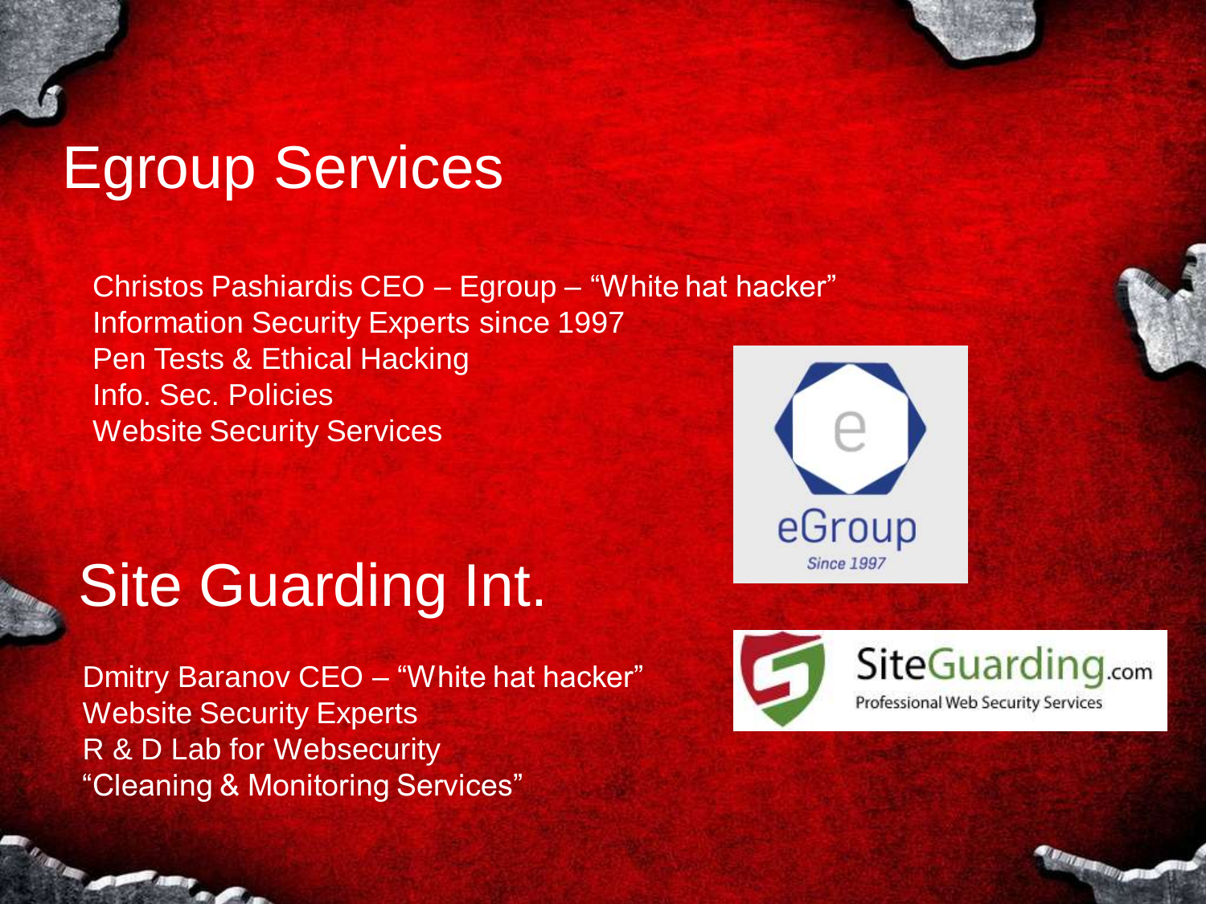# Egroup Services

Christos Pashiardis CEO – Egroup – “White hat hacker”
Information Security Experts since 1997
Pen Tests & Ethical Hacking
Info. Sec. Policies
Website Security Services

# Site Guarding Int.

Dmitry Baranov CEO – “White hat hacker”
Website Security Experts
R & D Lab for Websecurity
“Cleaning & Monitoring Services”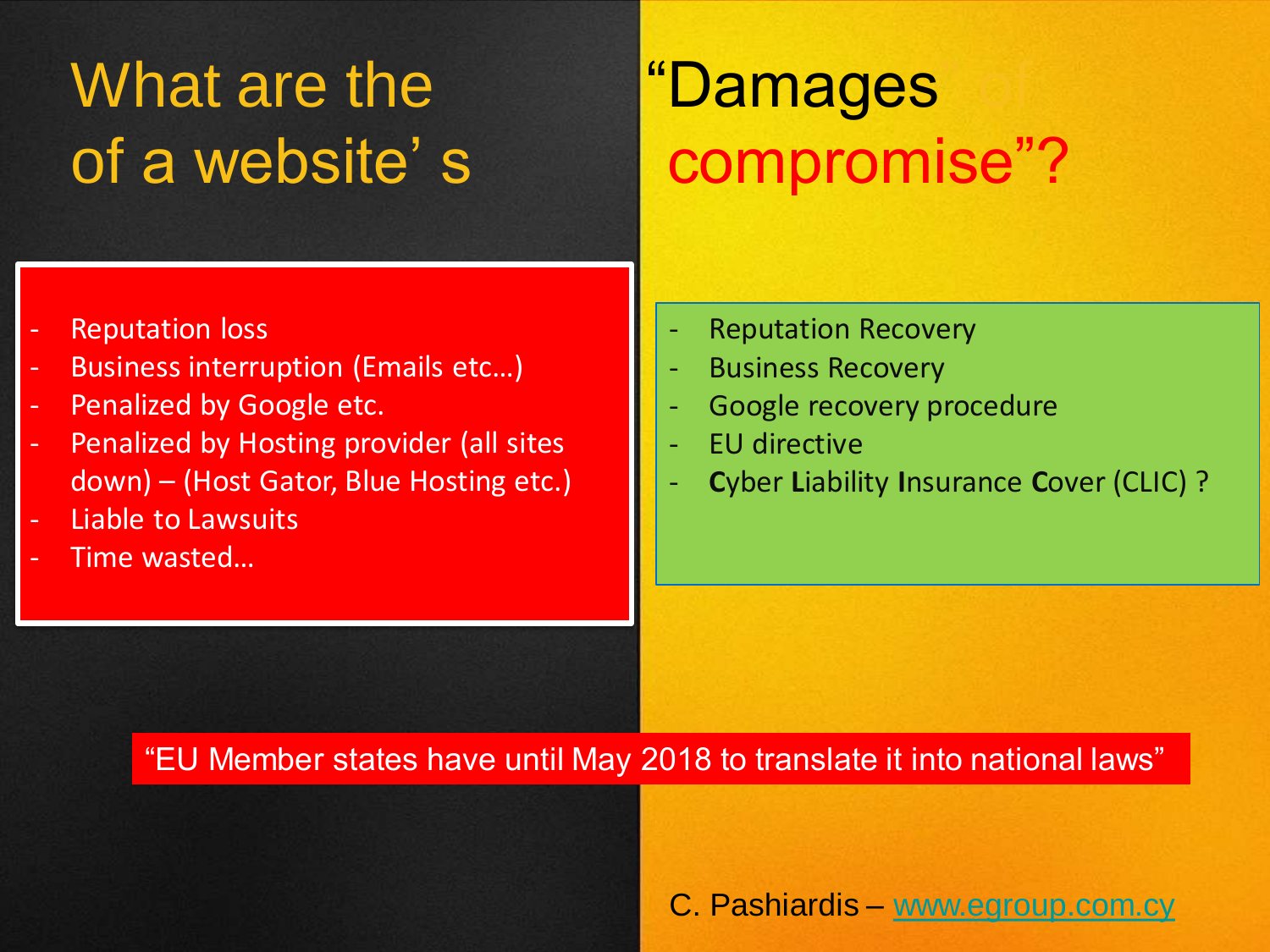# What are the "Damages of a website' s compromise"?

- Reputation loss
- Business interruption (Emails etc…)
- Penalized by Google etc.
- Penalized by Hosting provider (all sites down) – (Host Gator, Blue Hosting etc.)
- Liable to Lawsuits
- Time wasted…

- Reputation Recovery
- Business Recovery
- Google recovery procedure
- EU directive
- **C**yber **L**iability **I**nsurance **C**over (CLIC) ?

"EU Member states have until May 2018 to translate it into national laws"

C. Pashiardis – www.egroup.com.cy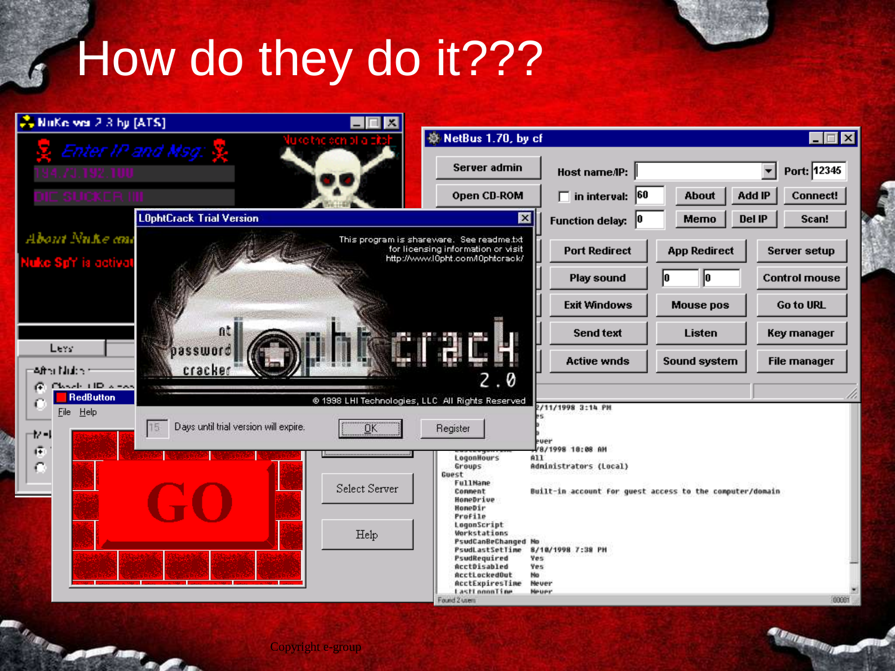# How do they do it???

Copyright e-group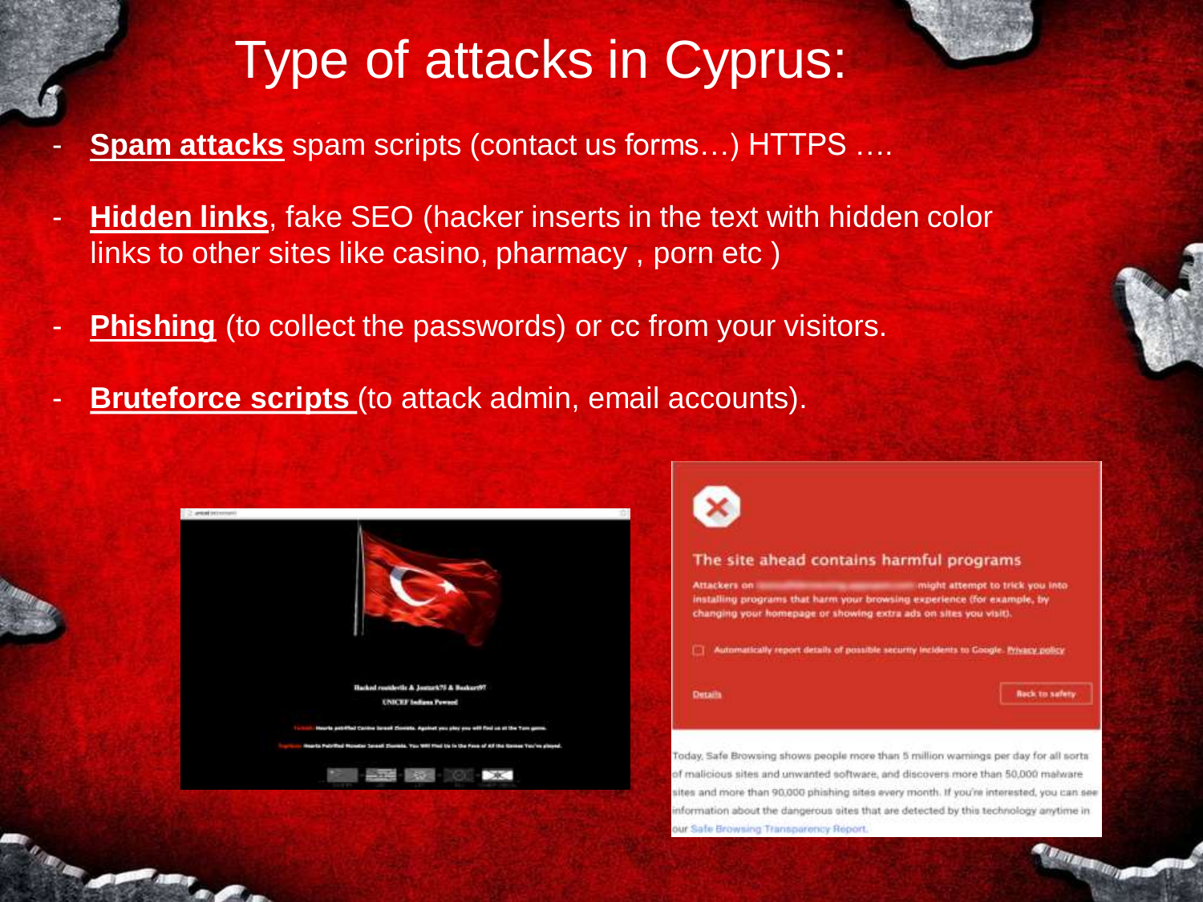# Type of attacks in Cyprus:

- **Spam attacks** spam scripts (contact us forms…) HTTPS ….
- **Hidden links**, fake SEO (hacker inserts in the text with hidden color links to other sites like casino, pharmacy , porn etc )
- **Phishing** (to collect the passwords) or cc from your visitors.
- **Bruteforce scripts** (to attack admin, email accounts).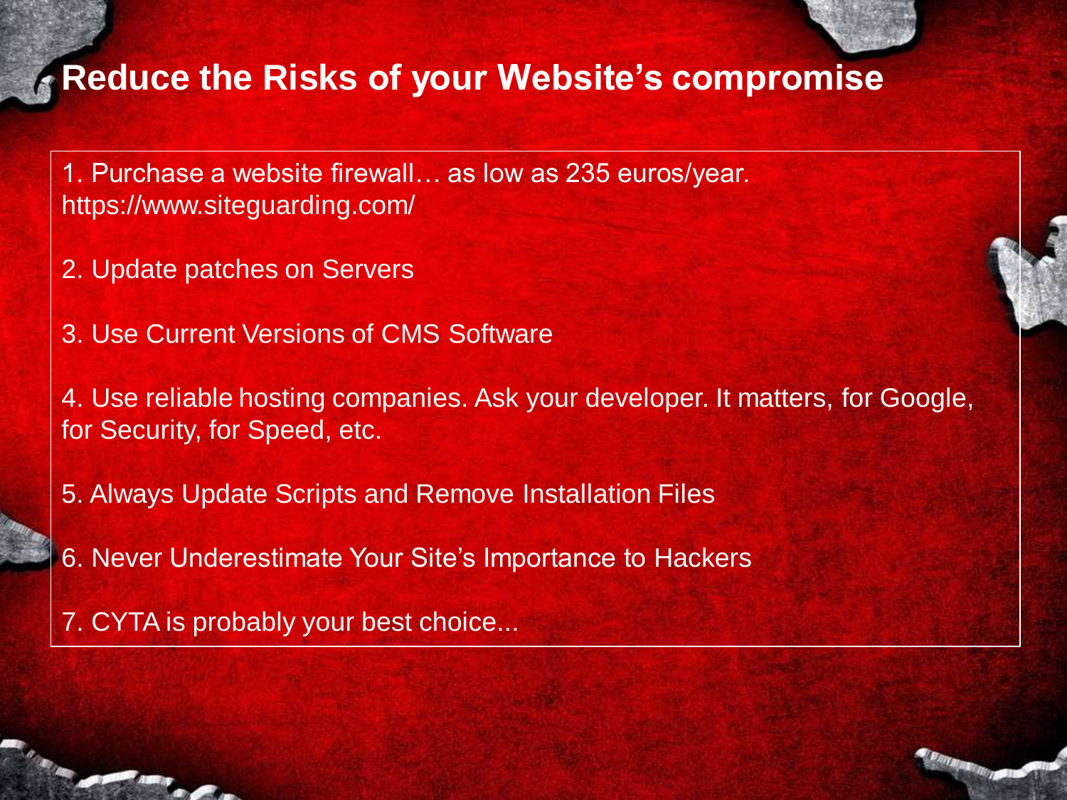# Reduce the Risks of your Website's compromise

1. Purchase a website firewall… as low as 235 euros/year. https://www.siteguarding.com/

2. Update patches on Servers

3. Use Current Versions of CMS Software

4. Use reliable hosting companies. Ask your developer. It matters, for Google, for Security, for Speed, etc.

5. Always Update Scripts and Remove Installation Files

6. Never Underestimate Your Site's Importance to Hackers

7. CYTA is probably your best choice...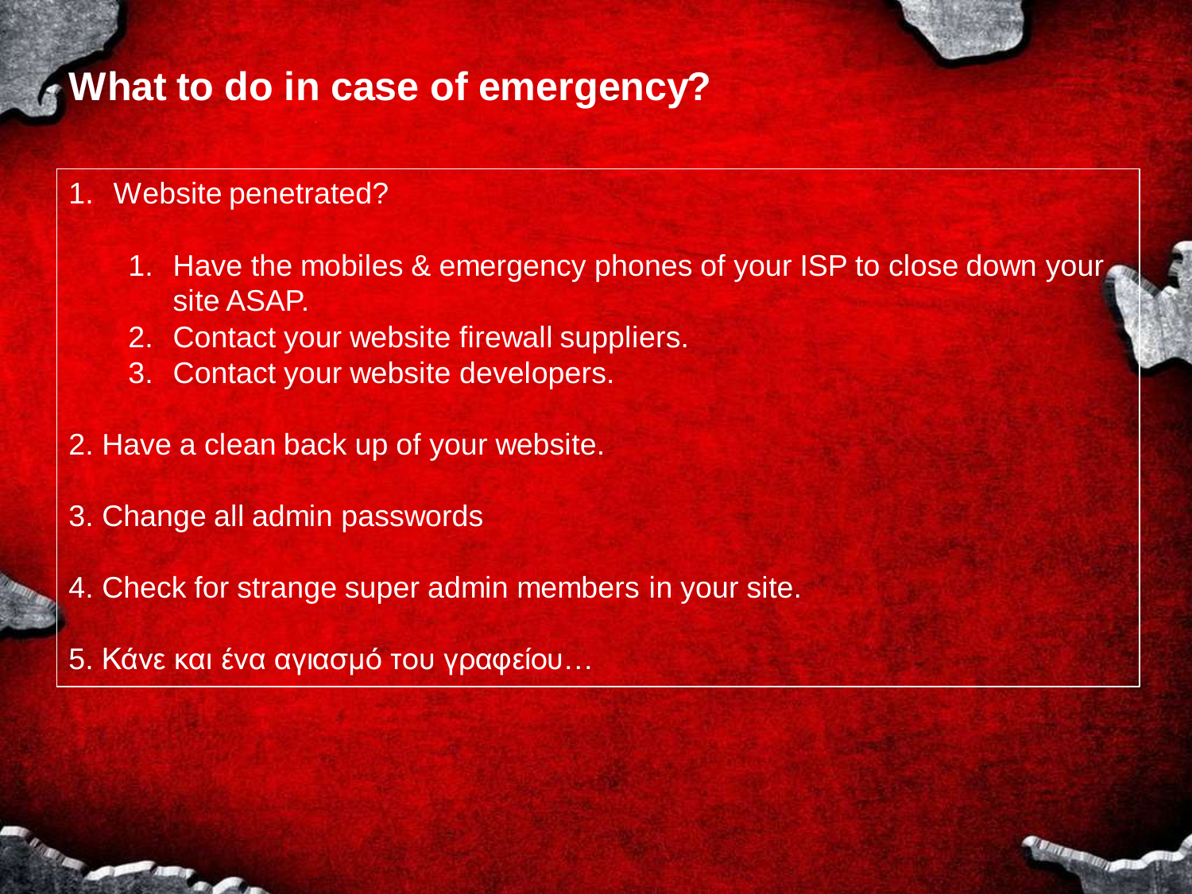# What to do in case of emergency?

1. Website penetrated?

    1. Have the mobiles & emergency phones of your ISP to close down your site ASAP.
    2. Contact your website firewall suppliers.
    3. Contact your website developers.

2. Have a clean back up of your website.

3. Change all admin passwords

4. Check for strange super admin members in your site.

5. Κάνε και ένα αγιασμό του γραφείου…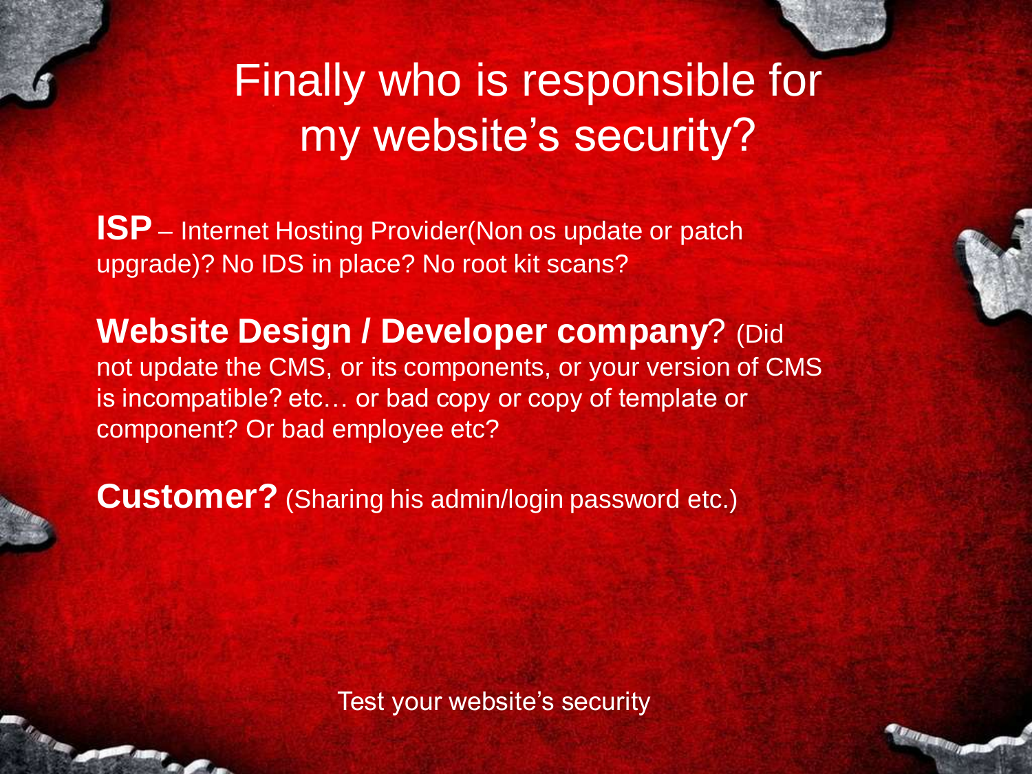# Finally who is responsible for my website's security?

**ISP** – Internet Hosting Provider(Non os update or patch upgrade)? No IDS in place? No root kit scans?

**Website Design / Developer company**? (Did not update the CMS, or its components, or your version of CMS is incompatible? etc… or bad copy or copy of template or component? Or bad employee etc?

**Customer?** (Sharing his admin/login password etc.)

Test your website's security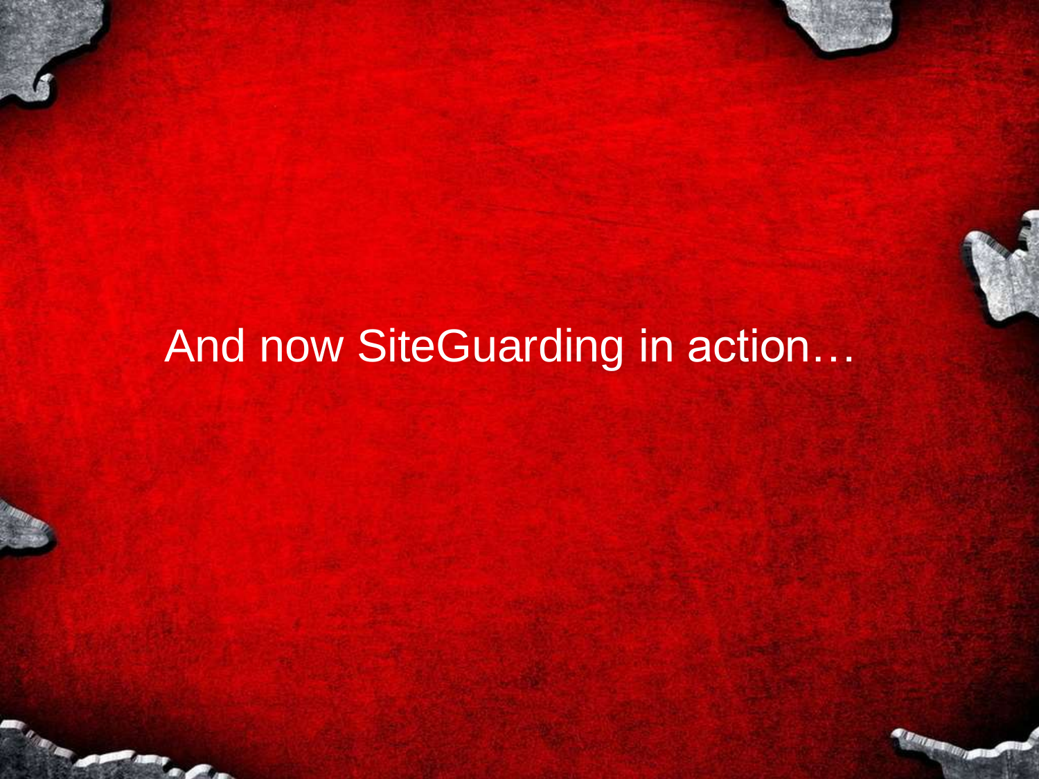And now SiteGuarding in action…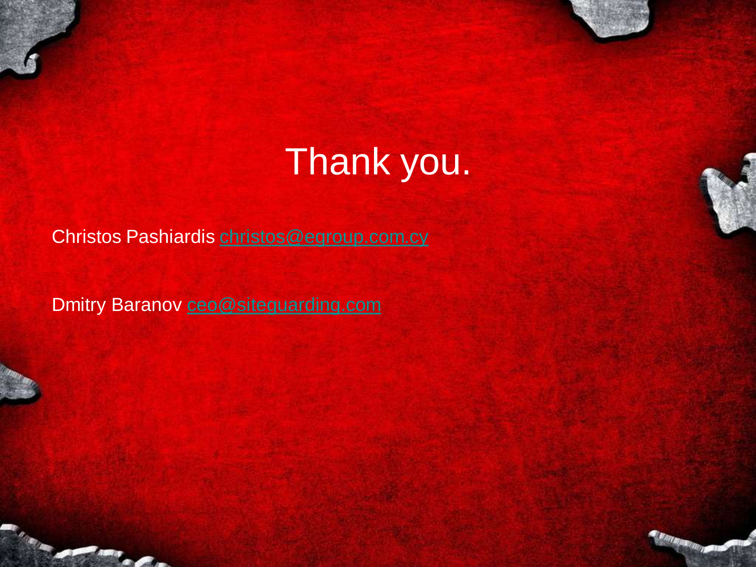# Thank you.

Christos Pashiardis christos@egroup.com.cy

Dmitry Baranov ceo@siteguarding.com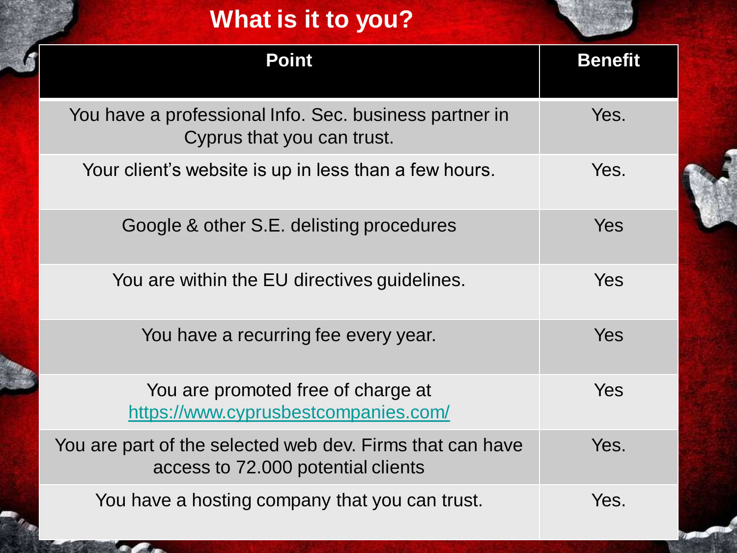# What is it to you?

| Point | Benefit |
| --- | --- |
| You have a professional Info. Sec. business partner in Cyprus that you can trust. | Yes. |
| Your client's website is up in less than a few hours. | Yes. |
| Google & other S.E. delisting procedures | Yes |
| You are within the EU directives guidelines. | Yes |
| You have a recurring fee every year. | Yes |
| You are promoted free of charge at https://www.cyprusbestcompanies.com/ | Yes |
| You are part of the selected web dev. Firms that can have access to 72.000 potential clients | Yes. |
| You have a hosting company that you can trust. | Yes. |